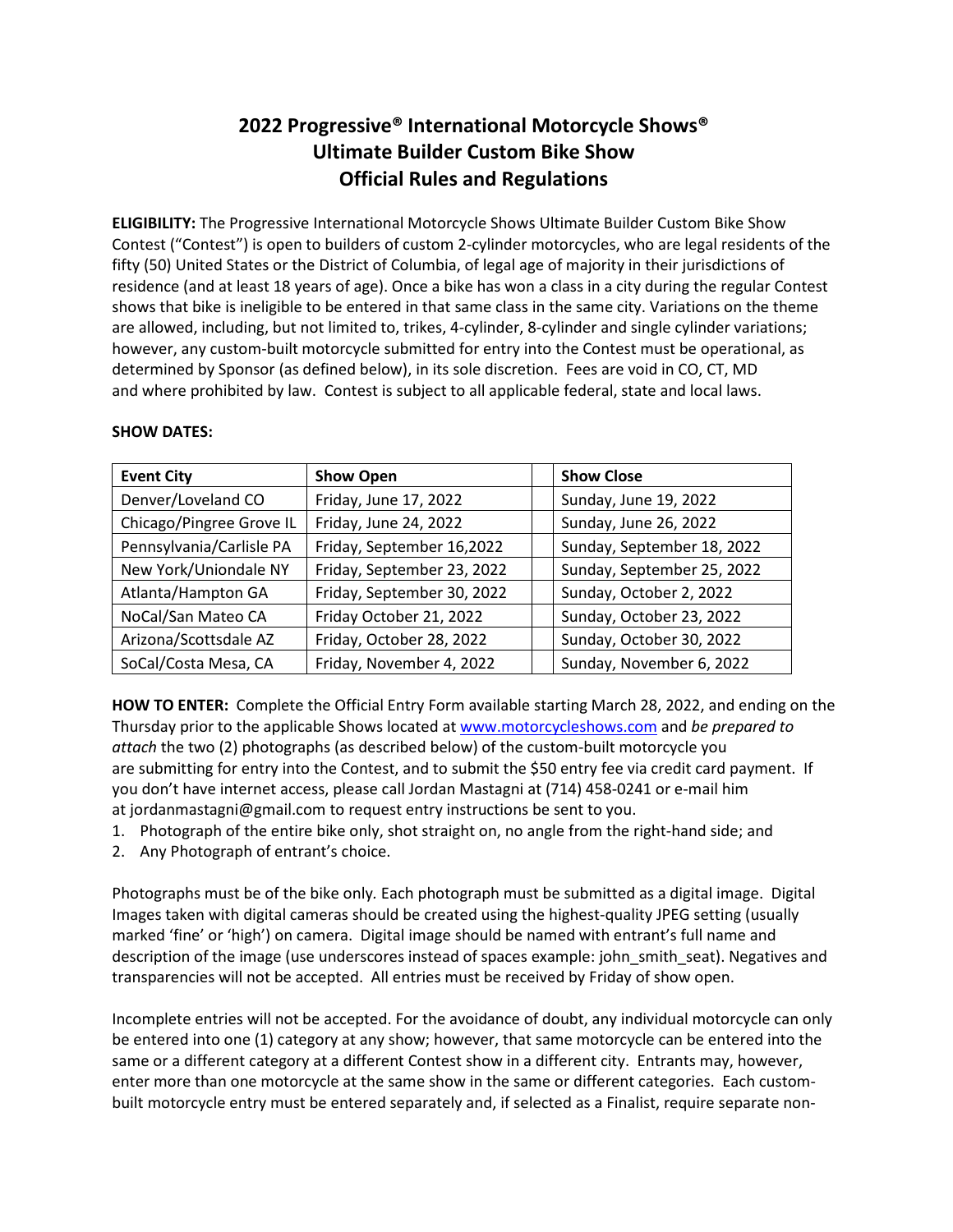# 2022 Progressive® International Motorcycle Shows®
# Ultimate Builder Custom Bike Show
# Official Rules and Regulations

**ELIGIBILITY:** The Progressive International Motorcycle Shows Ultimate Builder Custom Bike Show Contest ("Contest") is open to builders of custom 2-cylinder motorcycles, who are legal residents of the fifty (50) United States or the District of Columbia, of legal age of majority in their jurisdictions of residence (and at least 18 years of age). Once a bike has won a class in a city during the regular Contest shows that bike is ineligible to be entered in that same class in the same city. Variations on the theme are allowed, including, but not limited to, trikes, 4-cylinder, 8-cylinder and single cylinder variations; however, any custom-built motorcycle submitted for entry into the Contest must be operational, as determined by Sponsor (as defined below), in its sole discretion. Fees are void in CO, CT, MD and where prohibited by law. Contest is subject to all applicable federal, state and local laws.

**SHOW DATES:**

| Event City | Show Open | | Show Close |
|---|---|---|---|
| Denver/Loveland CO | Friday, June 17, 2022 | | Sunday, June 19, 2022 |
| Chicago/Pingree Grove IL | Friday, June 24, 2022 | | Sunday, June 26, 2022 |
| Pennsylvania/Carlisle PA | Friday, September 16,2022 | | Sunday, September 18, 2022 |
| New York/Uniondale NY | Friday, September 23, 2022 | | Sunday, September 25, 2022 |
| Atlanta/Hampton GA | Friday, September 30, 2022 | | Sunday, October 2, 2022 |
| NoCal/San Mateo CA | Friday October 21, 2022 | | Sunday, October 23, 2022 |
| Arizona/Scottsdale AZ | Friday, October 28, 2022 | | Sunday, October 30, 2022 |
| SoCal/Costa Mesa, CA | Friday, November 4, 2022 | | Sunday, November 6, 2022 |

**HOW TO ENTER:** Complete the Official Entry Form available starting March 28, 2022, and ending on the Thursday prior to the applicable Shows located at www.motorcycleshows.com and *be prepared to attach* the two (2) photographs (as described below) of the custom-built motorcycle you are submitting for entry into the Contest, and to submit the $50 entry fee via credit card payment. If you don't have internet access, please call Jordan Mastagni at (714) 458-0241 or e-mail him at jordanmastagni@gmail.com to request entry instructions be sent to you.

1. Photograph of the entire bike only, shot straight on, no angle from the right-hand side; and
2. Any Photograph of entrant's choice.

Photographs must be of the bike only. Each photograph must be submitted as a digital image. Digital Images taken with digital cameras should be created using the highest-quality JPEG setting (usually marked 'fine' or 'high') on camera. Digital image should be named with entrant's full name and description of the image (use underscores instead of spaces example: john_smith_seat). Negatives and transparencies will not be accepted. All entries must be received by Friday of show open.

Incomplete entries will not be accepted. For the avoidance of doubt, any individual motorcycle can only be entered into one (1) category at any show; however, that same motorcycle can be entered into the same or a different category at a different Contest show in a different city. Entrants may, however, enter more than one motorcycle at the same show in the same or different categories. Each custom-built motorcycle entry must be entered separately and, if selected as a Finalist, require separate non-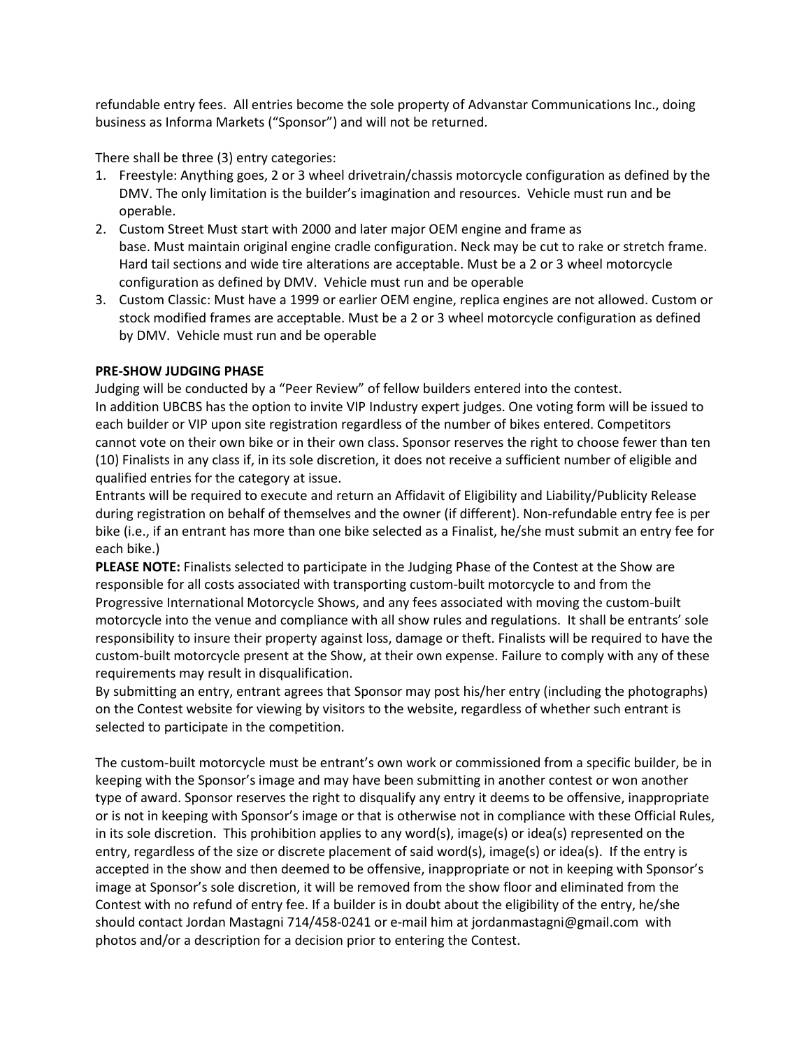refundable entry fees. All entries become the sole property of Advanstar Communications Inc., doing business as Informa Markets ("Sponsor") and will not be returned.

There shall be three (3) entry categories:

1. Freestyle: Anything goes, 2 or 3 wheel drivetrain/chassis motorcycle configuration as defined by the DMV. The only limitation is the builder's imagination and resources. Vehicle must run and be operable.
2. Custom Street Must start with 2000 and later major OEM engine and frame as base. Must maintain original engine cradle configuration. Neck may be cut to rake or stretch frame. Hard tail sections and wide tire alterations are acceptable. Must be a 2 or 3 wheel motorcycle configuration as defined by DMV. Vehicle must run and be operable
3. Custom Classic: Must have a 1999 or earlier OEM engine, replica engines are not allowed. Custom or stock modified frames are acceptable. Must be a 2 or 3 wheel motorcycle configuration as defined by DMV. Vehicle must run and be operable

**PRE-SHOW JUDGING PHASE**

Judging will be conducted by a "Peer Review" of fellow builders entered into the contest.
In addition UBCBS has the option to invite VIP Industry expert judges. One voting form will be issued to each builder or VIP upon site registration regardless of the number of bikes entered. Competitors cannot vote on their own bike or in their own class. Sponsor reserves the right to choose fewer than ten (10) Finalists in any class if, in its sole discretion, it does not receive a sufficient number of eligible and qualified entries for the category at issue.
Entrants will be required to execute and return an Affidavit of Eligibility and Liability/Publicity Release during registration on behalf of themselves and the owner (if different). Non-refundable entry fee is per bike (i.e., if an entrant has more than one bike selected as a Finalist, he/she must submit an entry fee for each bike.)
**PLEASE NOTE:** Finalists selected to participate in the Judging Phase of the Contest at the Show are responsible for all costs associated with transporting custom-built motorcycle to and from the Progressive International Motorcycle Shows, and any fees associated with moving the custom-built motorcycle into the venue and compliance with all show rules and regulations. It shall be entrants' sole responsibility to insure their property against loss, damage or theft. Finalists will be required to have the custom-built motorcycle present at the Show, at their own expense. Failure to comply with any of these requirements may result in disqualification.
By submitting an entry, entrant agrees that Sponsor may post his/her entry (including the photographs) on the Contest website for viewing by visitors to the website, regardless of whether such entrant is selected to participate in the competition.

The custom-built motorcycle must be entrant's own work or commissioned from a specific builder, be in keeping with the Sponsor's image and may have been submitting in another contest or won another type of award. Sponsor reserves the right to disqualify any entry it deems to be offensive, inappropriate or is not in keeping with Sponsor's image or that is otherwise not in compliance with these Official Rules, in its sole discretion. This prohibition applies to any word(s), image(s) or idea(s) represented on the entry, regardless of the size or discrete placement of said word(s), image(s) or idea(s). If the entry is accepted in the show and then deemed to be offensive, inappropriate or not in keeping with Sponsor's image at Sponsor's sole discretion, it will be removed from the show floor and eliminated from the Contest with no refund of entry fee. If a builder is in doubt about the eligibility of the entry, he/she should contact Jordan Mastagni 714/458-0241 or e-mail him at jordanmastagni@gmail.com with photos and/or a description for a decision prior to entering the Contest.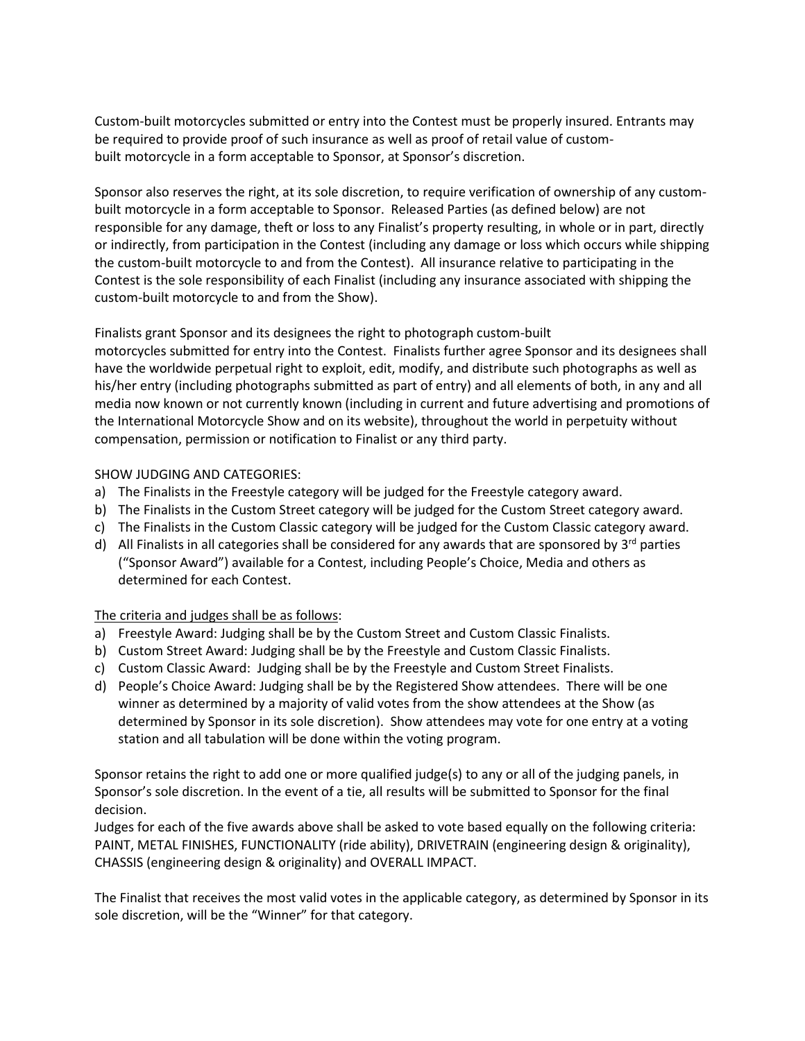Custom-built motorcycles submitted or entry into the Contest must be properly insured. Entrants may be required to provide proof of such insurance as well as proof of retail value of custom-built motorcycle in a form acceptable to Sponsor, at Sponsor's discretion.

Sponsor also reserves the right, at its sole discretion, to require verification of ownership of any custom-built motorcycle in a form acceptable to Sponsor. Released Parties (as defined below) are not responsible for any damage, theft or loss to any Finalist's property resulting, in whole or in part, directly or indirectly, from participation in the Contest (including any damage or loss which occurs while shipping the custom-built motorcycle to and from the Contest). All insurance relative to participating in the Contest is the sole responsibility of each Finalist (including any insurance associated with shipping the custom-built motorcycle to and from the Show).

Finalists grant Sponsor and its designees the right to photograph custom-built motorcycles submitted for entry into the Contest. Finalists further agree Sponsor and its designees shall have the worldwide perpetual right to exploit, edit, modify, and distribute such photographs as well as his/her entry (including photographs submitted as part of entry) and all elements of both, in any and all media now known or not currently known (including in current and future advertising and promotions of the International Motorcycle Show and on its website), throughout the world in perpetuity without compensation, permission or notification to Finalist or any third party.

SHOW JUDGING AND CATEGORIES:

a) The Finalists in the Freestyle category will be judged for the Freestyle category award.
b) The Finalists in the Custom Street category will be judged for the Custom Street category award.
c) The Finalists in the Custom Classic category will be judged for the Custom Classic category award.
d) All Finalists in all categories shall be considered for any awards that are sponsored by 3rd parties ("Sponsor Award") available for a Contest, including People's Choice, Media and others as determined for each Contest.

<u>The criteria and judges shall be as follows</u>:

a) Freestyle Award: Judging shall be by the Custom Street and Custom Classic Finalists.
b) Custom Street Award: Judging shall be by the Freestyle and Custom Classic Finalists.
c) Custom Classic Award: Judging shall be by the Freestyle and Custom Street Finalists.
d) People's Choice Award: Judging shall be by the Registered Show attendees. There will be one winner as determined by a majority of valid votes from the show attendees at the Show (as determined by Sponsor in its sole discretion). Show attendees may vote for one entry at a voting station and all tabulation will be done within the voting program.

Sponsor retains the right to add one or more qualified judge(s) to any or all of the judging panels, in Sponsor's sole discretion. In the event of a tie, all results will be submitted to Sponsor for the final decision.

Judges for each of the five awards above shall be asked to vote based equally on the following criteria: PAINT, METAL FINISHES, FUNCTIONALITY (ride ability), DRIVETRAIN (engineering design & originality), CHASSIS (engineering design & originality) and OVERALL IMPACT.

The Finalist that receives the most valid votes in the applicable category, as determined by Sponsor in its sole discretion, will be the "Winner" for that category.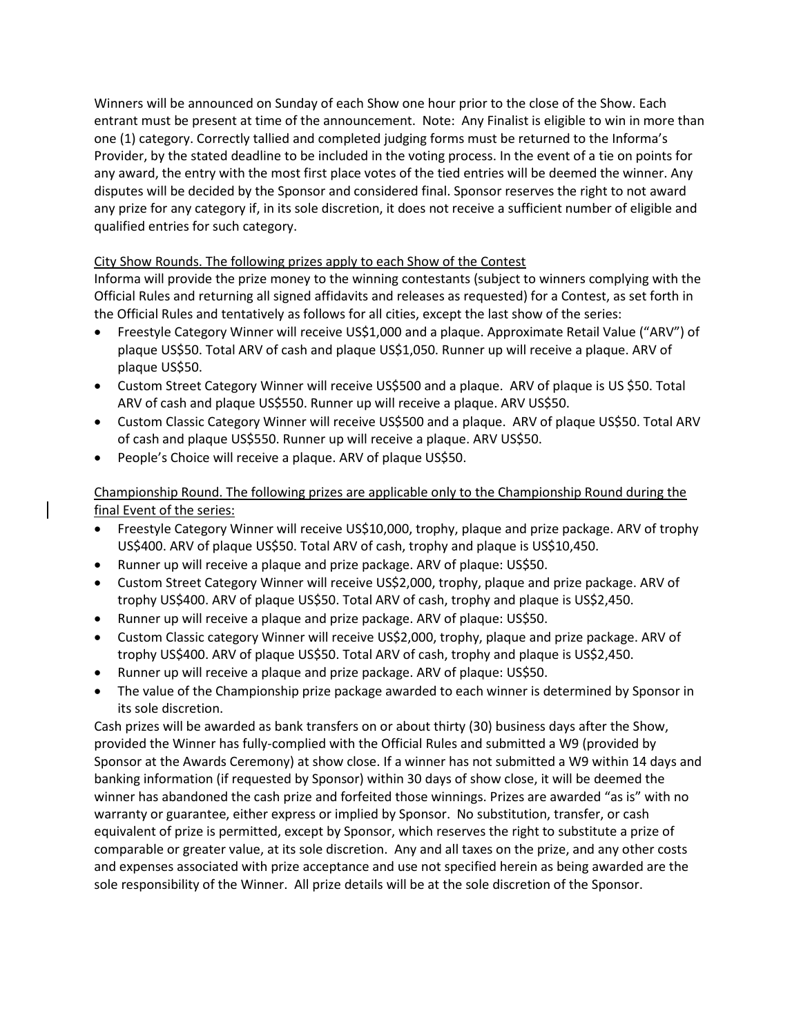Winners will be announced on Sunday of each Show one hour prior to the close of the Show. Each entrant must be present at time of the announcement. Note: Any Finalist is eligible to win in more than one (1) category. Correctly tallied and completed judging forms must be returned to the Informa's Provider, by the stated deadline to be included in the voting process. In the event of a tie on points for any award, the entry with the most first place votes of the tied entries will be deemed the winner. Any disputes will be decided by the Sponsor and considered final. Sponsor reserves the right to not award any prize for any category if, in its sole discretion, it does not receive a sufficient number of eligible and qualified entries for such category.

<u>City Show Rounds. The following prizes apply to each Show of the Contest</u>

Informa will provide the prize money to the winning contestants (subject to winners complying with the Official Rules and returning all signed affidavits and releases as requested) for a Contest, as set forth in the Official Rules and tentatively as follows for all cities, except the last show of the series:

- Freestyle Category Winner will receive US$1,000 and a plaque. Approximate Retail Value ("ARV") of plaque US$50. Total ARV of cash and plaque US$1,050. Runner up will receive a plaque. ARV of plaque US$50.
- Custom Street Category Winner will receive US$500 and a plaque. ARV of plaque is US $50. Total ARV of cash and plaque US$550. Runner up will receive a plaque. ARV US$50.
- Custom Classic Category Winner will receive US$500 and a plaque. ARV of plaque US$50. Total ARV of cash and plaque US$550. Runner up will receive a plaque. ARV US$50.
- People's Choice will receive a plaque. ARV of plaque US$50.

<u>Championship Round. The following prizes are applicable only to the Championship Round during the final Event of the series:</u>

- Freestyle Category Winner will receive US$10,000, trophy, plaque and prize package. ARV of trophy US$400. ARV of plaque US$50. Total ARV of cash, trophy and plaque is US$10,450.
- Runner up will receive a plaque and prize package. ARV of plaque: US$50.
- Custom Street Category Winner will receive US$2,000, trophy, plaque and prize package. ARV of trophy US$400. ARV of plaque US$50. Total ARV of cash, trophy and plaque is US$2,450.
- Runner up will receive a plaque and prize package. ARV of plaque: US$50.
- Custom Classic category Winner will receive US$2,000, trophy, plaque and prize package. ARV of trophy US$400. ARV of plaque US$50. Total ARV of cash, trophy and plaque is US$2,450.
- Runner up will receive a plaque and prize package. ARV of plaque: US$50.
- The value of the Championship prize package awarded to each winner is determined by Sponsor in its sole discretion.

Cash prizes will be awarded as bank transfers on or about thirty (30) business days after the Show, provided the Winner has fully-complied with the Official Rules and submitted a W9 (provided by Sponsor at the Awards Ceremony) at show close. If a winner has not submitted a W9 within 14 days and banking information (if requested by Sponsor) within 30 days of show close, it will be deemed the winner has abandoned the cash prize and forfeited those winnings. Prizes are awarded "as is" with no warranty or guarantee, either express or implied by Sponsor. No substitution, transfer, or cash equivalent of prize is permitted, except by Sponsor, which reserves the right to substitute a prize of comparable or greater value, at its sole discretion. Any and all taxes on the prize, and any other costs and expenses associated with prize acceptance and use not specified herein as being awarded are the sole responsibility of the Winner. All prize details will be at the sole discretion of the Sponsor.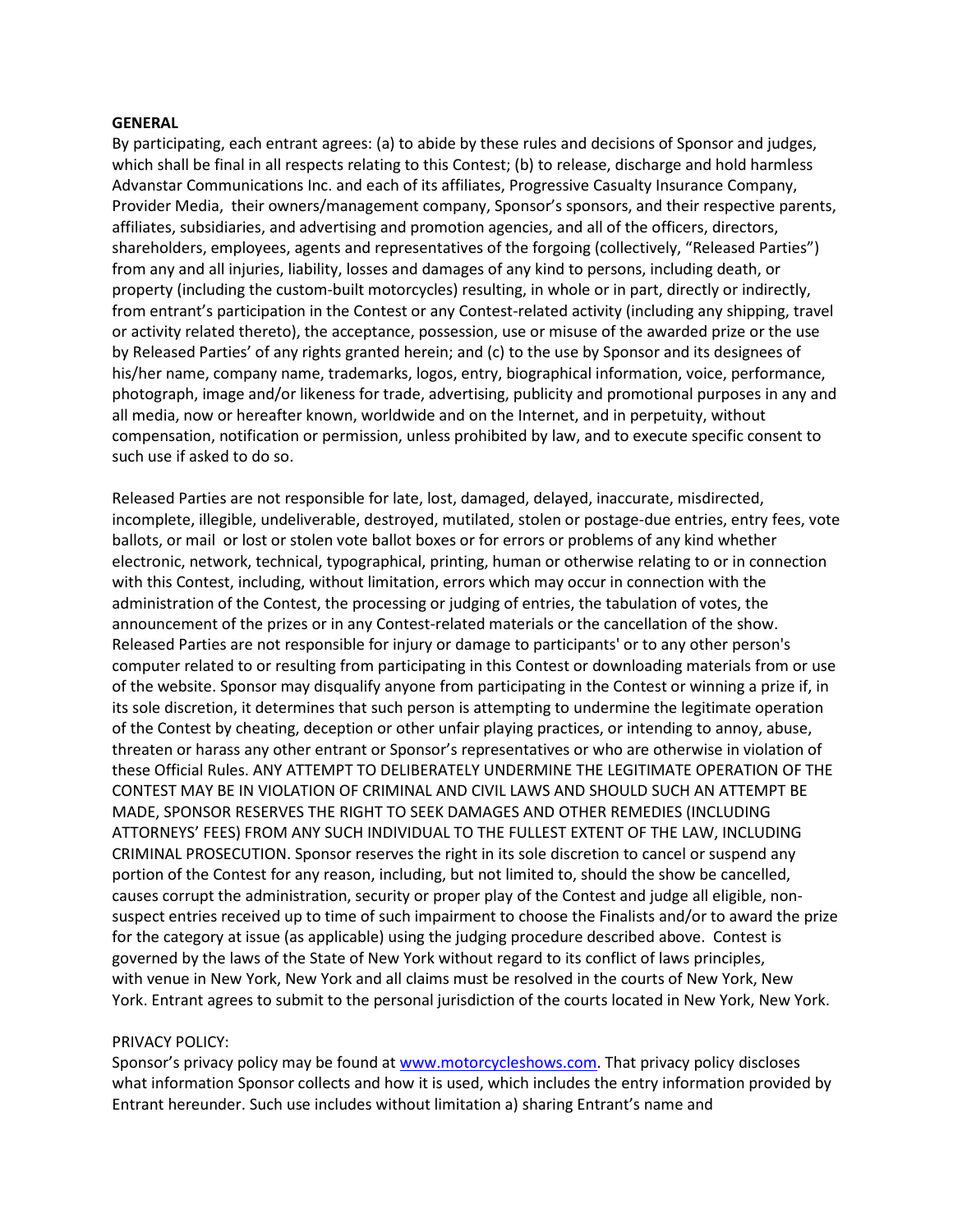**GENERAL**

By participating, each entrant agrees: (a) to abide by these rules and decisions of Sponsor and judges, which shall be final in all respects relating to this Contest; (b) to release, discharge and hold harmless Advanstar Communications Inc. and each of its affiliates, Progressive Casualty Insurance Company, Provider Media, their owners/management company, Sponsor's sponsors, and their respective parents, affiliates, subsidiaries, and advertising and promotion agencies, and all of the officers, directors, shareholders, employees, agents and representatives of the forgoing (collectively, "Released Parties") from any and all injuries, liability, losses and damages of any kind to persons, including death, or property (including the custom-built motorcycles) resulting, in whole or in part, directly or indirectly, from entrant's participation in the Contest or any Contest-related activity (including any shipping, travel or activity related thereto), the acceptance, possession, use or misuse of the awarded prize or the use by Released Parties' of any rights granted herein; and (c) to the use by Sponsor and its designees of his/her name, company name, trademarks, logos, entry, biographical information, voice, performance, photograph, image and/or likeness for trade, advertising, publicity and promotional purposes in any and all media, now or hereafter known, worldwide and on the Internet, and in perpetuity, without compensation, notification or permission, unless prohibited by law, and to execute specific consent to such use if asked to do so.

Released Parties are not responsible for late, lost, damaged, delayed, inaccurate, misdirected, incomplete, illegible, undeliverable, destroyed, mutilated, stolen or postage-due entries, entry fees, vote ballots, or mail or lost or stolen vote ballot boxes or for errors or problems of any kind whether electronic, network, technical, typographical, printing, human or otherwise relating to or in connection with this Contest, including, without limitation, errors which may occur in connection with the administration of the Contest, the processing or judging of entries, the tabulation of votes, the announcement of the prizes or in any Contest-related materials or the cancellation of the show. Released Parties are not responsible for injury or damage to participants' or to any other person's computer related to or resulting from participating in this Contest or downloading materials from or use of the website. Sponsor may disqualify anyone from participating in the Contest or winning a prize if, in its sole discretion, it determines that such person is attempting to undermine the legitimate operation of the Contest by cheating, deception or other unfair playing practices, or intending to annoy, abuse, threaten or harass any other entrant or Sponsor's representatives or who are otherwise in violation of these Official Rules. ANY ATTEMPT TO DELIBERATELY UNDERMINE THE LEGITIMATE OPERATION OF THE CONTEST MAY BE IN VIOLATION OF CRIMINAL AND CIVIL LAWS AND SHOULD SUCH AN ATTEMPT BE MADE, SPONSOR RESERVES THE RIGHT TO SEEK DAMAGES AND OTHER REMEDIES (INCLUDING ATTORNEYS' FEES) FROM ANY SUCH INDIVIDUAL TO THE FULLEST EXTENT OF THE LAW, INCLUDING CRIMINAL PROSECUTION. Sponsor reserves the right in its sole discretion to cancel or suspend any portion of the Contest for any reason, including, but not limited to, should the show be cancelled, causes corrupt the administration, security or proper play of the Contest and judge all eligible, non-suspect entries received up to time of such impairment to choose the Finalists and/or to award the prize for the category at issue (as applicable) using the judging procedure described above. Contest is governed by the laws of the State of New York without regard to its conflict of laws principles, with venue in New York, New York and all claims must be resolved in the courts of New York, New York. Entrant agrees to submit to the personal jurisdiction of the courts located in New York, New York.

PRIVACY POLICY:

Sponsor's privacy policy may be found at [www.motorcycleshows.com](www.motorcycleshows.com). That privacy policy discloses what information Sponsor collects and how it is used, which includes the entry information provided by Entrant hereunder. Such use includes without limitation a) sharing Entrant's name and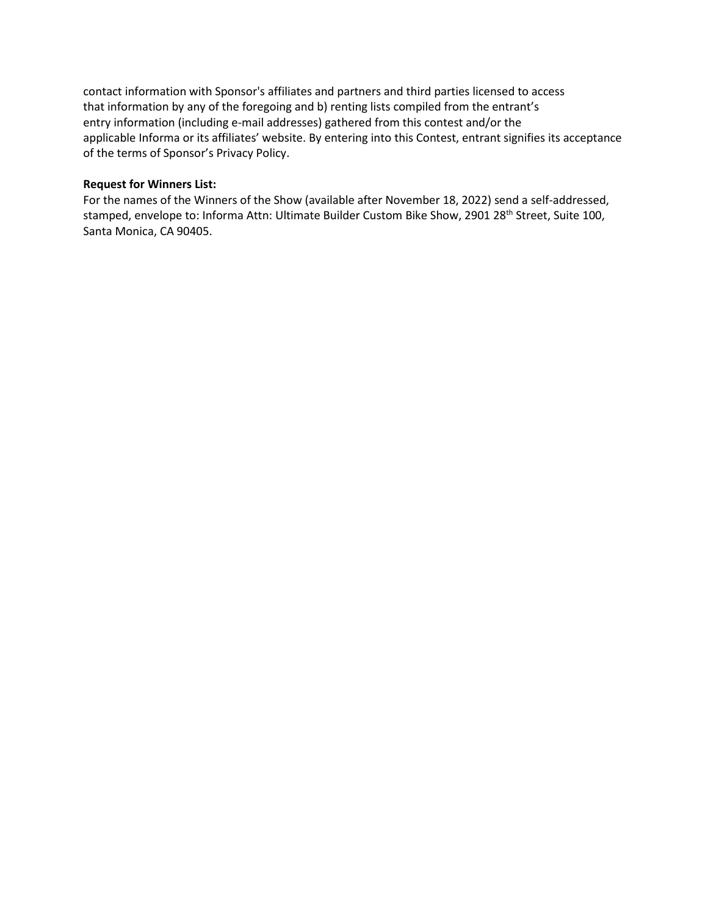contact information with Sponsor's affiliates and partners and third parties licensed to access that information by any of the foregoing and b) renting lists compiled from the entrant's entry information (including e-mail addresses) gathered from this contest and/or the applicable Informa or its affiliates' website. By entering into this Contest, entrant signifies its acceptance of the terms of Sponsor's Privacy Policy.

**Request for Winners List:**
For the names of the Winners of the Show (available after November 18, 2022) send a self-addressed, stamped, envelope to: Informa Attn: Ultimate Builder Custom Bike Show, 2901 28th Street, Suite 100, Santa Monica, CA 90405.